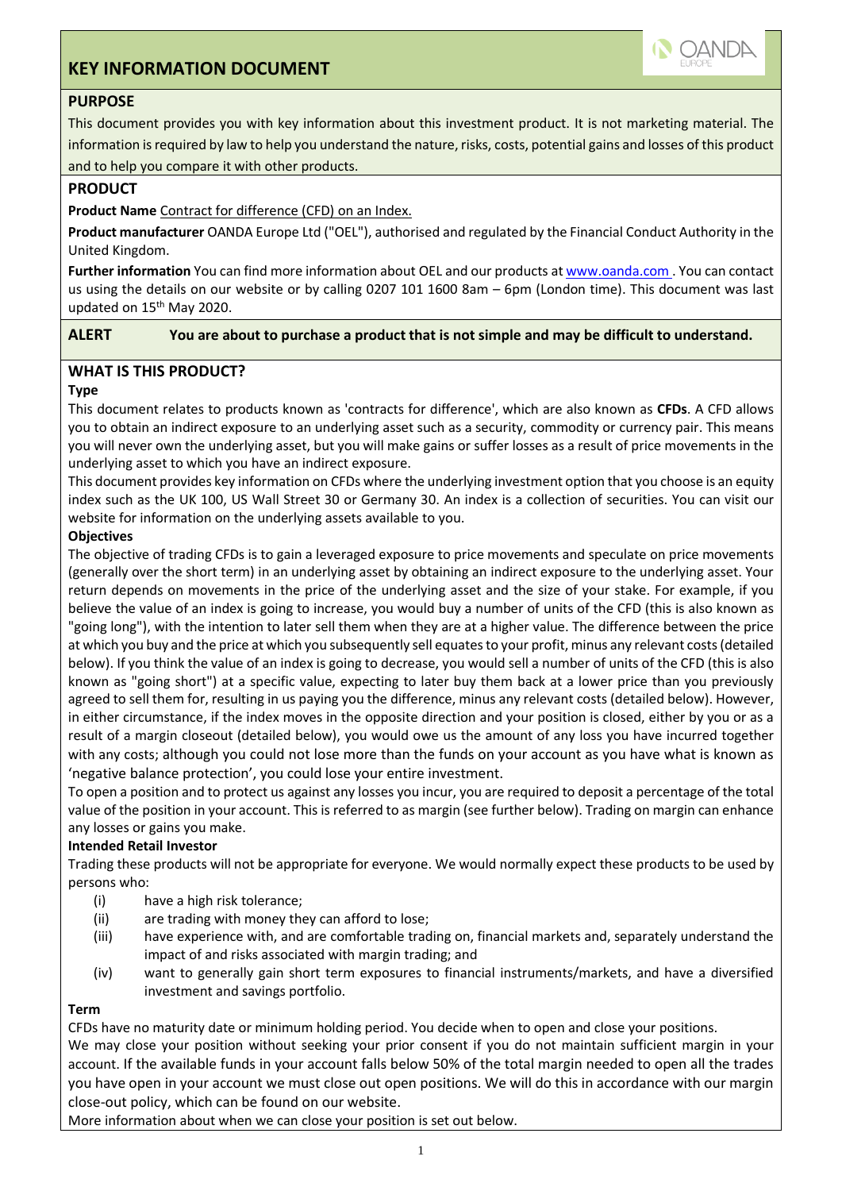# KEY INFORMATION DOCUMENT

## PURPOSE

This document provides you with key information about this investment product. It is not marketing material. The information is required by law to help you understand the nature, risks, costs, potential gains and losses of this product and to help you compare it with other products.

## PRODUCT

**Product Name** Contract for difference (CFD) on an Index.

**Product manufacturer** OANDA Europe Ltd ("OEL"), authorised and regulated by the Financial Conduct Authority in the United Kingdom.

**Further information** You can find more information about OEL and our products at www.oanda.com . You can contact us using the details on our website or by calling 0207 101 1600 8am – 6pm (London time). This document was last updated on 15th May 2020.

**ALERT** **You are about to purchase a product that is not simple and may be difficult to understand.**

## WHAT IS THIS PRODUCT?

**Type**

This document relates to products known as 'contracts for difference', which are also known as **CFDs**. A CFD allows you to obtain an indirect exposure to an underlying asset such as a security, commodity or currency pair. This means you will never own the underlying asset, but you will make gains or suffer losses as a result of price movements in the underlying asset to which you have an indirect exposure.

This document provides key information on CFDs where the underlying investment option that you choose is an equity index such as the UK 100, US Wall Street 30 or Germany 30. An index is a collection of securities. You can visit our website for information on the underlying assets available to you.

**Objectives**

The objective of trading CFDs is to gain a leveraged exposure to price movements and speculate on price movements (generally over the short term) in an underlying asset by obtaining an indirect exposure to the underlying asset. Your return depends on movements in the price of the underlying asset and the size of your stake. For example, if you believe the value of an index is going to increase, you would buy a number of units of the CFD (this is also known as "going long"), with the intention to later sell them when they are at a higher value. The difference between the price at which you buy and the price at which you subsequently sell equates to your profit, minus any relevant costs (detailed below). If you think the value of an index is going to decrease, you would sell a number of units of the CFD (this is also known as "going short") at a specific value, expecting to later buy them back at a lower price than you previously agreed to sell them for, resulting in us paying you the difference, minus any relevant costs (detailed below). However, in either circumstance, if the index moves in the opposite direction and your position is closed, either by you or as a result of a margin closeout (detailed below), you would owe us the amount of any loss you have incurred together with any costs; although you could not lose more than the funds on your account as you have what is known as 'negative balance protection', you could lose your entire investment.

To open a position and to protect us against any losses you incur, you are required to deposit a percentage of the total value of the position in your account. This is referred to as margin (see further below). Trading on margin can enhance any losses or gains you make.

**Intended Retail Investor**

Trading these products will not be appropriate for everyone. We would normally expect these products to be used by persons who:

(i) have a high risk tolerance;

(ii) are trading with money they can afford to lose;

(iii) have experience with, and are comfortable trading on, financial markets and, separately understand the impact of and risks associated with margin trading; and

(iv) want to generally gain short term exposures to financial instruments/markets, and have a diversified investment and savings portfolio.

**Term**

CFDs have no maturity date or minimum holding period. You decide when to open and close your positions.

We may close your position without seeking your prior consent if you do not maintain sufficient margin in your account. If the available funds in your account falls below 50% of the total margin needed to open all the trades you have open in your account we must close out open positions. We will do this in accordance with our margin close-out policy, which can be found on our website.

More information about when we can close your position is set out below.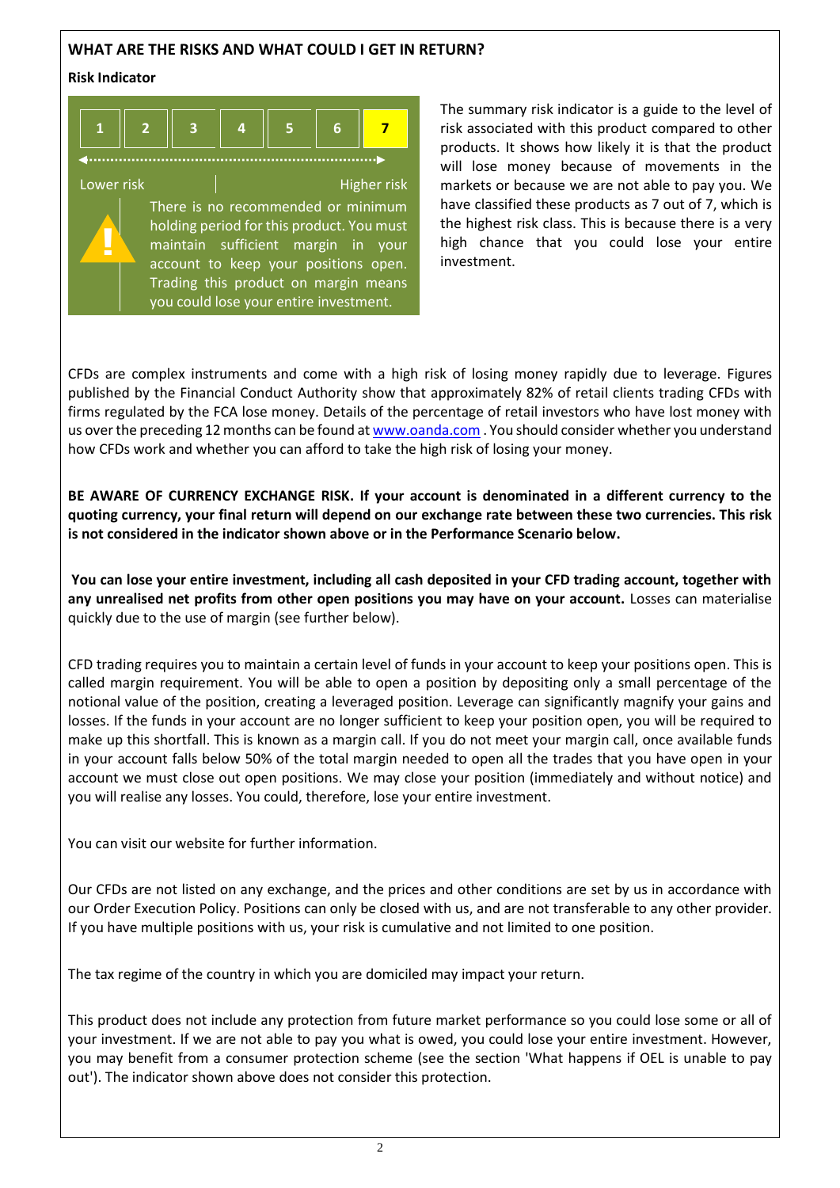## WHAT ARE THE RISKS AND WHAT COULD I GET IN RETURN?

### Risk Indicator

| 1 | 2 | 3 | 4 | 5 | 6 | **7** |
|---|---|---|---|---|---|---|

Lower risk ← → Higher risk

There is no recommended or minimum holding period for this product. You must maintain sufficient margin in your account to keep your positions open. Trading this product on margin means you could lose your entire investment.

The summary risk indicator is a guide to the level of risk associated with this product compared to other products. It shows how likely it is that the product will lose money because of movements in the markets or because we are not able to pay you. We have classified these products as 7 out of 7, which is the highest risk class. This is because there is a very high chance that you could lose your entire investment.

CFDs are complex instruments and come with a high risk of losing money rapidly due to leverage. Figures published by the Financial Conduct Authority show that approximately 82% of retail clients trading CFDs with firms regulated by the FCA lose money. Details of the percentage of retail investors who have lost money with us over the preceding 12 months can be found at [www.oanda.com](http://www.oanda.com) . You should consider whether you understand how CFDs work and whether you can afford to take the high risk of losing your money.

**BE AWARE OF CURRENCY EXCHANGE RISK. If your account is denominated in a different currency to the quoting currency, your final return will depend on our exchange rate between these two currencies. This risk is not considered in the indicator shown above or in the Performance Scenario below.**

**You can lose your entire investment, including all cash deposited in your CFD trading account, together with any unrealised net profits from other open positions you may have on your account.** Losses can materialise quickly due to the use of margin (see further below).

CFD trading requires you to maintain a certain level of funds in your account to keep your positions open. This is called margin requirement. You will be able to open a position by depositing only a small percentage of the notional value of the position, creating a leveraged position. Leverage can significantly magnify your gains and losses. If the funds in your account are no longer sufficient to keep your position open, you will be required to make up this shortfall. This is known as a margin call. If you do not meet your margin call, once available funds in your account falls below 50% of the total margin needed to open all the trades that you have open in your account we must close out open positions. We may close your position (immediately and without notice) and you will realise any losses. You could, therefore, lose your entire investment.

You can visit our website for further information.

Our CFDs are not listed on any exchange, and the prices and other conditions are set by us in accordance with our Order Execution Policy. Positions can only be closed with us, and are not transferable to any other provider. If you have multiple positions with us, your risk is cumulative and not limited to one position.

The tax regime of the country in which you are domiciled may impact your return.

This product does not include any protection from future market performance so you could lose some or all of your investment. If we are not able to pay you what is owed, you could lose your entire investment. However, you may benefit from a consumer protection scheme (see the section 'What happens if OEL is unable to pay out'). The indicator shown above does not consider this protection.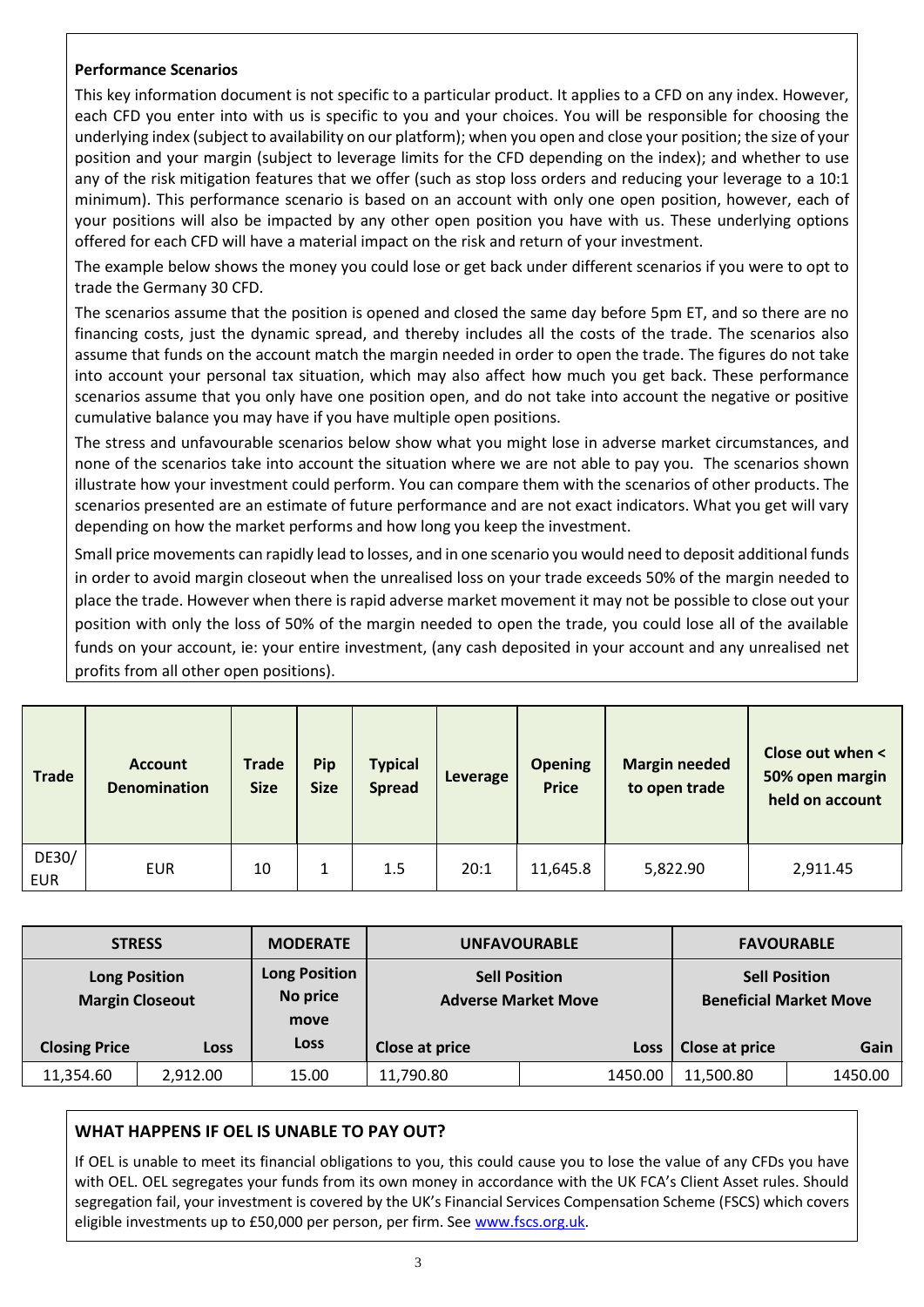### Performance Scenarios

This key information document is not specific to a particular product. It applies to a CFD on any index. However, each CFD you enter into with us is specific to you and your choices. You will be responsible for choosing the underlying index (subject to availability on our platform); when you open and close your position; the size of your position and your margin (subject to leverage limits for the CFD depending on the index); and whether to use any of the risk mitigation features that we offer (such as stop loss orders and reducing your leverage to a 10:1 minimum). This performance scenario is based on an account with only one open position, however, each of your positions will also be impacted by any other open position you have with us. These underlying options offered for each CFD will have a material impact on the risk and return of your investment.

The example below shows the money you could lose or get back under different scenarios if you were to opt to trade the Germany 30 CFD.

The scenarios assume that the position is opened and closed the same day before 5pm ET, and so there are no financing costs, just the dynamic spread, and thereby includes all the costs of the trade. The scenarios also assume that funds on the account match the margin needed in order to open the trade. The figures do not take into account your personal tax situation, which may also affect how much you get back. These performance scenarios assume that you only have one position open, and do not take into account the negative or positive cumulative balance you may have if you have multiple open positions.

The stress and unfavourable scenarios below show what you might lose in adverse market circumstances, and none of the scenarios take into account the situation where we are not able to pay you. The scenarios shown illustrate how your investment could perform. You can compare them with the scenarios of other products. The scenarios presented are an estimate of future performance and are not exact indicators. What you get will vary depending on how the market performs and how long you keep the investment.

Small price movements can rapidly lead to losses, and in one scenario you would need to deposit additional funds in order to avoid margin closeout when the unrealised loss on your trade exceeds 50% of the margin needed to place the trade. However when there is rapid adverse market movement it may not be possible to close out your position with only the loss of 50% of the margin needed to open the trade, you could lose all of the available funds on your account, ie: your entire investment, (any cash deposited in your account and any unrealised net profits from all other open positions).

| Trade | Account Denomination | Trade Size | Pip Size | Typical Spread | Leverage | Opening Price | Margin needed to open trade | Close out when < 50% open margin held on account |
|---|---|---|---|---|---|---|---|---|
| DE30/EUR | EUR | 10 | 1 | 1.5 | 20:1 | 11,645.8 | 5,822.90 | 2,911.45 |

| STRESS | | MODERATE | UNFAVOURABLE | | FAVOURABLE | |
|---|---|---|---|---|---|---|
| Long Position Margin Closeout | | Long Position No price move | Sell Position Adverse Market Move | | Sell Position Beneficial Market Move | |
| Closing Price | Loss | Loss | Close at price | Loss | Close at price | Gain |
| 11,354.60 | 2,912.00 | 15.00 | 11,790.80 | 1450.00 | 11,500.80 | 1450.00 |

### WHAT HAPPENS IF OEL IS UNABLE TO PAY OUT?

If OEL is unable to meet its financial obligations to you, this could cause you to lose the value of any CFDs you have with OEL. OEL segregates your funds from its own money in accordance with the UK FCA's Client Asset rules. Should segregation fail, your investment is covered by the UK's Financial Services Compensation Scheme (FSCS) which covers eligible investments up to £50,000 per person, per firm. See [www.fscs.org.uk](http://www.fscs.org.uk).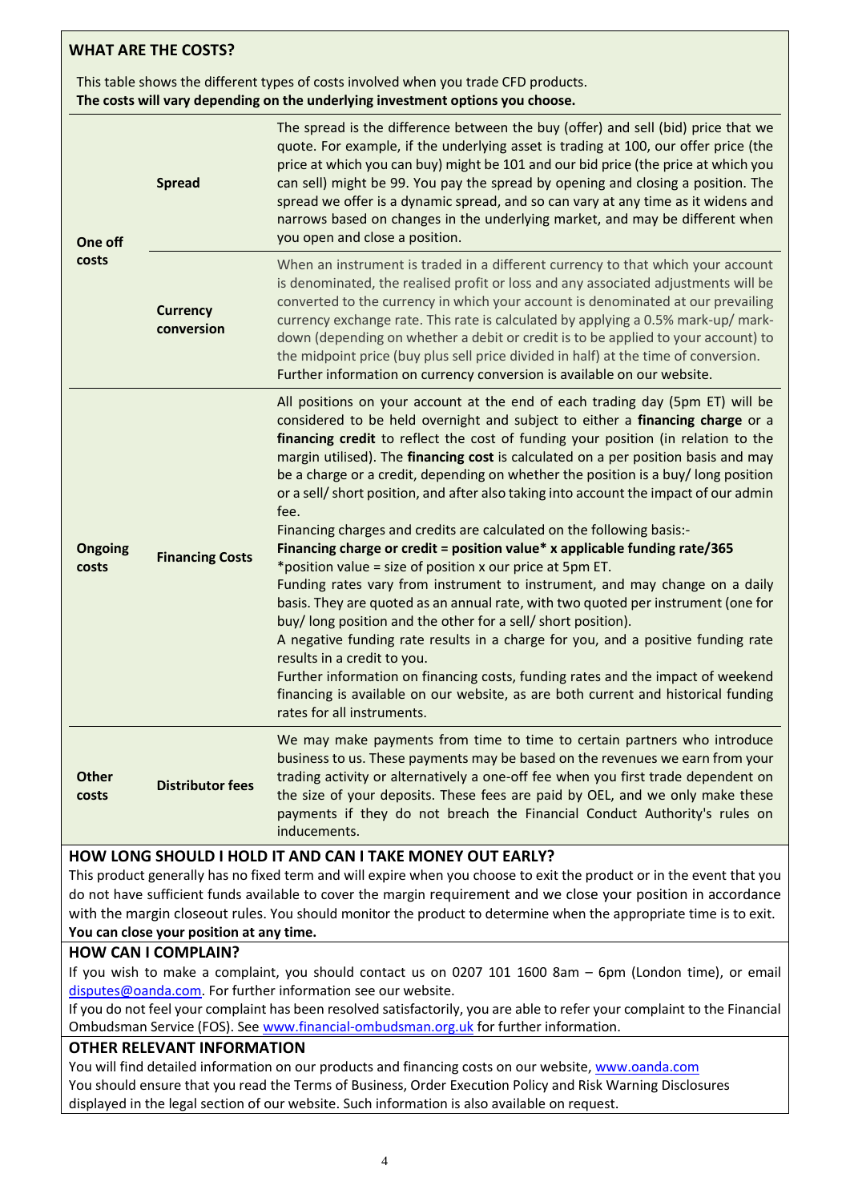## WHAT ARE THE COSTS?

This table shows the different types of costs involved when you trade CFD products.
**The costs will vary depending on the underlying investment options you choose.**

| | | |
|---|---|---|
| **One off costs** | **Spread** | The spread is the difference between the buy (offer) and sell (bid) price that we quote. For example, if the underlying asset is trading at 100, our offer price (the price at which you can buy) might be 101 and our bid price (the price at which you can sell) might be 99. You pay the spread by opening and closing a position. The spread we offer is a dynamic spread, and so can vary at any time as it widens and narrows based on changes in the underlying market, and may be different when you open and close a position. |
| | **Currency conversion** | When an instrument is traded in a different currency to that which your account is denominated, the realised profit or loss and any associated adjustments will be converted to the currency in which your account is denominated at our prevailing currency exchange rate. This rate is calculated by applying a 0.5% mark-up/ mark-down (depending on whether a debit or credit is to be applied to your account) to the midpoint price (buy plus sell price divided in half) at the time of conversion. Further information on currency conversion is available on our website. |
| **Ongoing costs** | **Financing Costs** | All positions on your account at the end of each trading day (5pm ET) will be considered to be held overnight and subject to either a **financing charge** or a **financing credit** to reflect the cost of funding your position (in relation to the margin utilised). The **financing cost** is calculated on a per position basis and may be a charge or a credit, depending on whether the position is a buy/ long position or a sell/ short position, and after also taking into account the impact of our admin fee.<br>Financing charges and credits are calculated on the following basis:-<br>**Financing charge or credit = position value* x applicable funding rate/365**<br>*position value = size of position x our price at 5pm ET.<br>Funding rates vary from instrument to instrument, and may change on a daily basis. They are quoted as an annual rate, with two quoted per instrument (one for buy/ long position and the other for a sell/ short position).<br>A negative funding rate results in a charge for you, and a positive funding rate results in a credit to you.<br>Further information on financing costs, funding rates and the impact of weekend financing is available on our website, as are both current and historical funding rates for all instruments. |
| **Other costs** | **Distributor fees** | We may make payments from time to time to certain partners who introduce business to us. These payments may be based on the revenues we earn from your trading activity or alternatively a one-off fee when you first trade dependent on the size of your deposits. These fees are paid by OEL, and we only make these payments if they do not breach the Financial Conduct Authority's rules on inducements. |

## HOW LONG SHOULD I HOLD IT AND CAN I TAKE MONEY OUT EARLY?

This product generally has no fixed term and will expire when you choose to exit the product or in the event that you do not have sufficient funds available to cover the margin requirement and we close your position in accordance with the margin closeout rules. You should monitor the product to determine when the appropriate time is to exit.
**You can close your position at any time.**

## HOW CAN I COMPLAIN?

If you wish to make a complaint, you should contact us on 0207 101 1600 8am – 6pm (London time), or email disputes@oanda.com. For further information see our website.
If you do not feel your complaint has been resolved satisfactorily, you are able to refer your complaint to the Financial Ombudsman Service (FOS). See www.financial-ombudsman.org.uk for further information.

## OTHER RELEVANT INFORMATION

You will find detailed information on our products and financing costs on our website, www.oanda.com
You should ensure that you read the Terms of Business, Order Execution Policy and Risk Warning Disclosures displayed in the legal section of our website. Such information is also available on request.